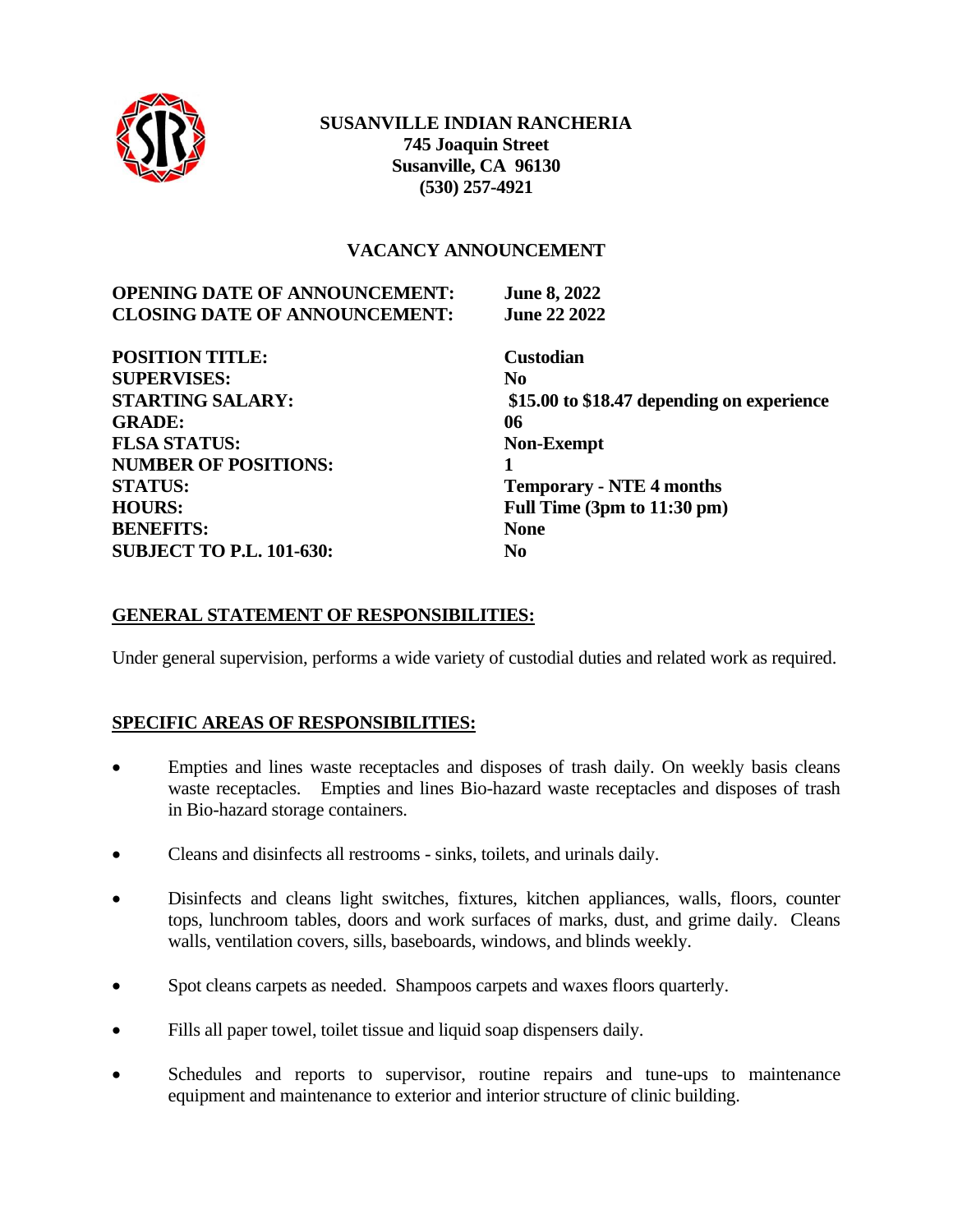**SUSANVILLE INDIAN RANCHERIA**
**745 Joaquin Street**
**Susanville, CA 96130**
**(530) 257-4921**

## VACANCY ANNOUNCEMENT

| | |
|---|---|
| **OPENING DATE OF ANNOUNCEMENT:** | **June 8, 2022** |
| **CLOSING DATE OF ANNOUNCEMENT:** | **June 22 2022** |

| | |
|---|---|
| **POSITION TITLE:** | **Custodian** |
| **SUPERVISES:** | **No** |
| **STARTING SALARY:** | **$15.00 to $18.47 depending on experience** |
| **GRADE:** | **06** |
| **FLSA STATUS:** | **Non-Exempt** |
| **NUMBER OF POSITIONS:** | **1** |
| **STATUS:** | **Temporary - NTE 4 months** |
| **HOURS:** | **Full Time (3pm to 11:30 pm)** |
| **BENEFITS:** | **None** |
| **SUBJECT TO P.L. 101-630:** | **No** |

### GENERAL STATEMENT OF RESPONSIBILITIES:

Under general supervision, performs a wide variety of custodial duties and related work as required.

### SPECIFIC AREAS OF RESPONSIBILITIES:

- Empties and lines waste receptacles and disposes of trash daily. On weekly basis cleans waste receptacles. Empties and lines Bio-hazard waste receptacles and disposes of trash in Bio-hazard storage containers.
- Cleans and disinfects all restrooms - sinks, toilets, and urinals daily.
- Disinfects and cleans light switches, fixtures, kitchen appliances, walls, floors, counter tops, lunchroom tables, doors and work surfaces of marks, dust, and grime daily. Cleans walls, ventilation covers, sills, baseboards, windows, and blinds weekly.
- Spot cleans carpets as needed. Shampoos carpets and waxes floors quarterly.
- Fills all paper towel, toilet tissue and liquid soap dispensers daily.
- Schedules and reports to supervisor, routine repairs and tune-ups to maintenance equipment and maintenance to exterior and interior structure of clinic building.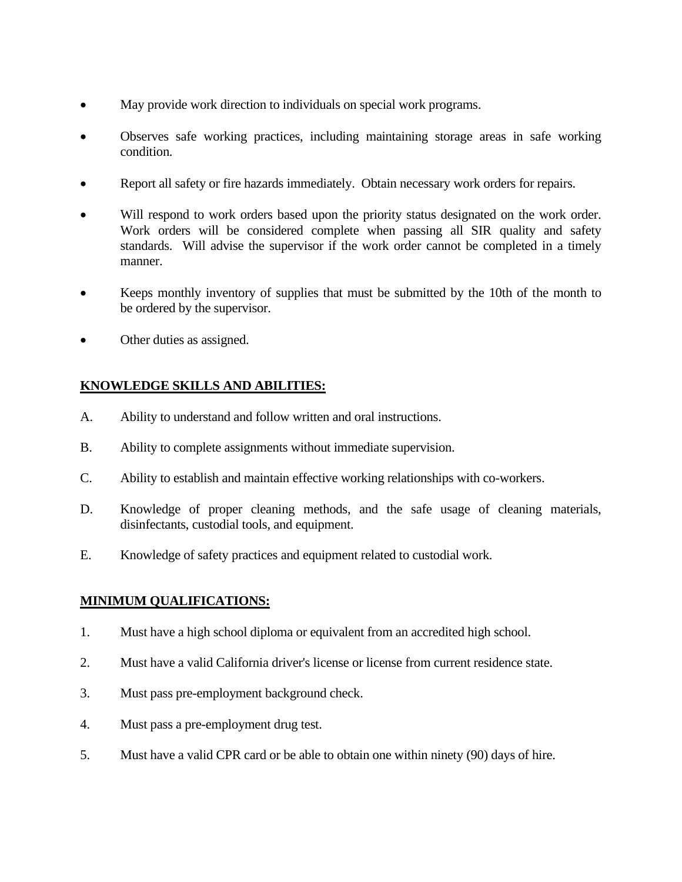- May provide work direction to individuals on special work programs.
- Observes safe working practices, including maintaining storage areas in safe working condition.
- Report all safety or fire hazards immediately. Obtain necessary work orders for repairs.
- Will respond to work orders based upon the priority status designated on the work order. Work orders will be considered complete when passing all SIR quality and safety standards. Will advise the supervisor if the work order cannot be completed in a timely manner.
- Keeps monthly inventory of supplies that must be submitted by the 10th of the month to be ordered by the supervisor.
- Other duties as assigned.

## KNOWLEDGE SKILLS AND ABILITIES:

A. Ability to understand and follow written and oral instructions.

B. Ability to complete assignments without immediate supervision.

C. Ability to establish and maintain effective working relationships with co-workers.

D. Knowledge of proper cleaning methods, and the safe usage of cleaning materials, disinfectants, custodial tools, and equipment.

E. Knowledge of safety practices and equipment related to custodial work.

## MINIMUM QUALIFICATIONS:

1. Must have a high school diploma or equivalent from an accredited high school.
2. Must have a valid California driver's license or license from current residence state.
3. Must pass pre-employment background check.
4. Must pass a pre-employment drug test.
5. Must have a valid CPR card or be able to obtain one within ninety (90) days of hire.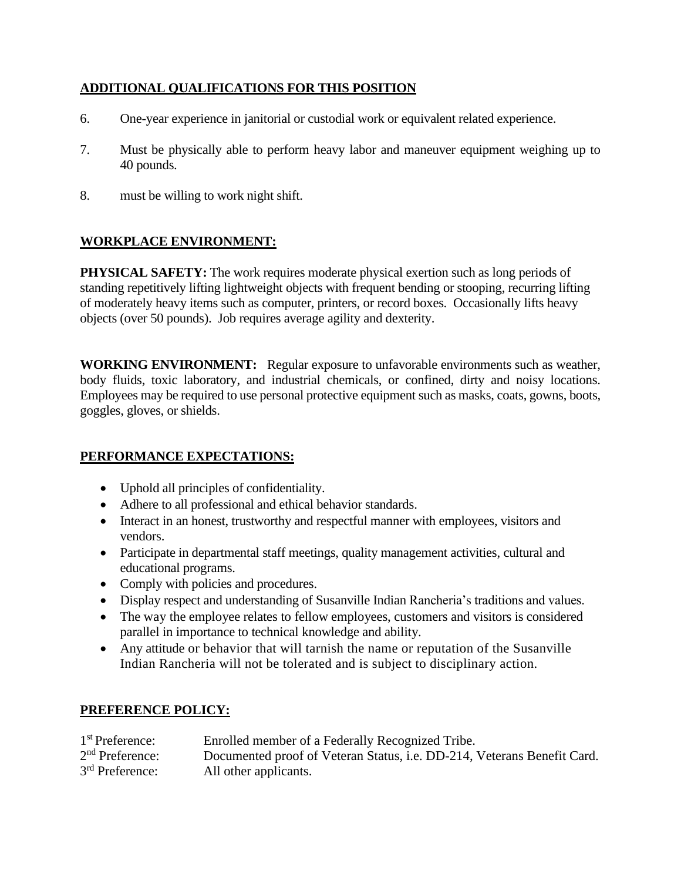## ADDITIONAL QUALIFICATIONS FOR THIS POSITION

6. One-year experience in janitorial or custodial work or equivalent related experience.

7. Must be physically able to perform heavy labor and maneuver equipment weighing up to 40 pounds.

8. must be willing to work night shift.

## WORKPLACE ENVIRONMENT:

**PHYSICAL SAFETY:** The work requires moderate physical exertion such as long periods of standing repetitively lifting lightweight objects with frequent bending or stooping, recurring lifting of moderately heavy items such as computer, printers, or record boxes. Occasionally lifts heavy objects (over 50 pounds). Job requires average agility and dexterity.

**WORKING ENVIRONMENT:** Regular exposure to unfavorable environments such as weather, body fluids, toxic laboratory, and industrial chemicals, or confined, dirty and noisy locations. Employees may be required to use personal protective equipment such as masks, coats, gowns, boots, goggles, gloves, or shields.

## PERFORMANCE EXPECTATIONS:

- Uphold all principles of confidentiality.
- Adhere to all professional and ethical behavior standards.
- Interact in an honest, trustworthy and respectful manner with employees, visitors and vendors.
- Participate in departmental staff meetings, quality management activities, cultural and educational programs.
- Comply with policies and procedures.
- Display respect and understanding of Susanville Indian Rancheria's traditions and values.
- The way the employee relates to fellow employees, customers and visitors is considered parallel in importance to technical knowledge and ability.
- Any attitude or behavior that will tarnish the name or reputation of the Susanville Indian Rancheria will not be tolerated and is subject to disciplinary action.

## PREFERENCE POLICY:

1st Preference: Enrolled member of a Federally Recognized Tribe.
2nd Preference: Documented proof of Veteran Status, i.e. DD-214, Veterans Benefit Card.
3rd Preference: All other applicants.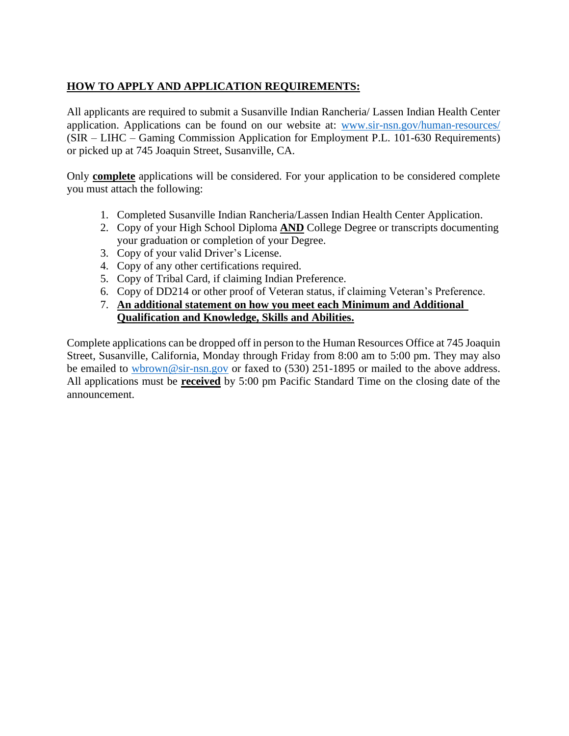## **HOW TO APPLY AND APPLICATION REQUIREMENTS:**

All applicants are required to submit a Susanville Indian Rancheria/ Lassen Indian Health Center application. Applications can be found on our website at: www.sir-nsn.gov/human-resources/ (SIR – LIHC – Gaming Commission Application for Employment P.L. 101-630 Requirements) or picked up at 745 Joaquin Street, Susanville, CA.

Only **complete** applications will be considered. For your application to be considered complete you must attach the following:

1. Completed Susanville Indian Rancheria/Lassen Indian Health Center Application.
2. Copy of your High School Diploma **AND** College Degree or transcripts documenting your graduation or completion of your Degree.
3. Copy of your valid Driver's License.
4. Copy of any other certifications required.
5. Copy of Tribal Card, if claiming Indian Preference.
6. Copy of DD214 or other proof of Veteran status, if claiming Veteran's Preference.
7. **An additional statement on how you meet each Minimum and Additional Qualification and Knowledge, Skills and Abilities.**

Complete applications can be dropped off in person to the Human Resources Office at 745 Joaquin Street, Susanville, California, Monday through Friday from 8:00 am to 5:00 pm. They may also be emailed to wbrown@sir-nsn.gov or faxed to (530) 251-1895 or mailed to the above address. All applications must be **received** by 5:00 pm Pacific Standard Time on the closing date of the announcement.